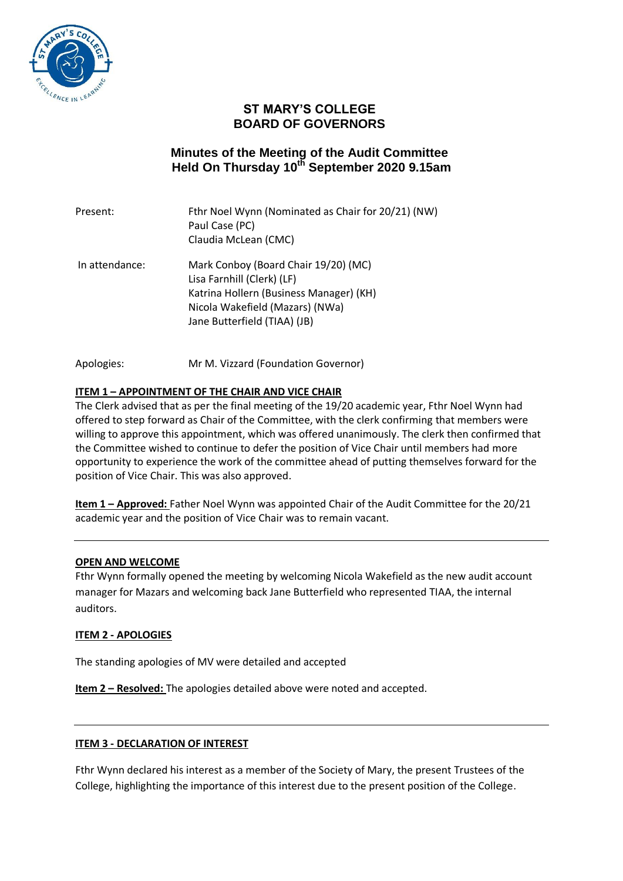# ST MARY'S COLLEGE
# BOARD OF GOVERNORS

## Minutes of the Meeting of the Audit Committee
## Held On Thursday 10th September 2020 9.15am

| | |
|---|---|
| Present: | Fthr Noel Wynn (Nominated as Chair for 20/21) (NW)<br>Paul Case (PC)<br>Claudia McLean (CMC) |
| In attendance: | Mark Conboy (Board Chair 19/20) (MC)<br>Lisa Farnhill (Clerk) (LF)<br>Katrina Hollern (Business Manager) (KH)<br>Nicola Wakefield (Mazars) (NWa)<br>Jane Butterfield (TIAA) (JB) |
| Apologies: | Mr M. Vizzard (Foundation Governor) |

**ITEM 1 – APPOINTMENT OF THE CHAIR AND VICE CHAIR**

The Clerk advised that as per the final meeting of the 19/20 academic year, Fthr Noel Wynn had offered to step forward as Chair of the Committee, with the clerk confirming that members were willing to approve this appointment, which was offered unanimously. The clerk then confirmed that the Committee wished to continue to defer the position of Vice Chair until members had more opportunity to experience the work of the committee ahead of putting themselves forward for the position of Vice Chair. This was also approved.

**Item 1 – Approved:** Father Noel Wynn was appointed Chair of the Audit Committee for the 20/21 academic year and the position of Vice Chair was to remain vacant.

---

**OPEN AND WELCOME**

Fthr Wynn formally opened the meeting by welcoming Nicola Wakefield as the new audit account manager for Mazars and welcoming back Jane Butterfield who represented TIAA, the internal auditors.

**ITEM 2 - APOLOGIES**

The standing apologies of MV were detailed and accepted

**Item 2 – Resolved:** The apologies detailed above were noted and accepted.

---

**ITEM 3 - DECLARATION OF INTEREST**

Fthr Wynn declared his interest as a member of the Society of Mary, the present Trustees of the College, highlighting the importance of this interest due to the present position of the College.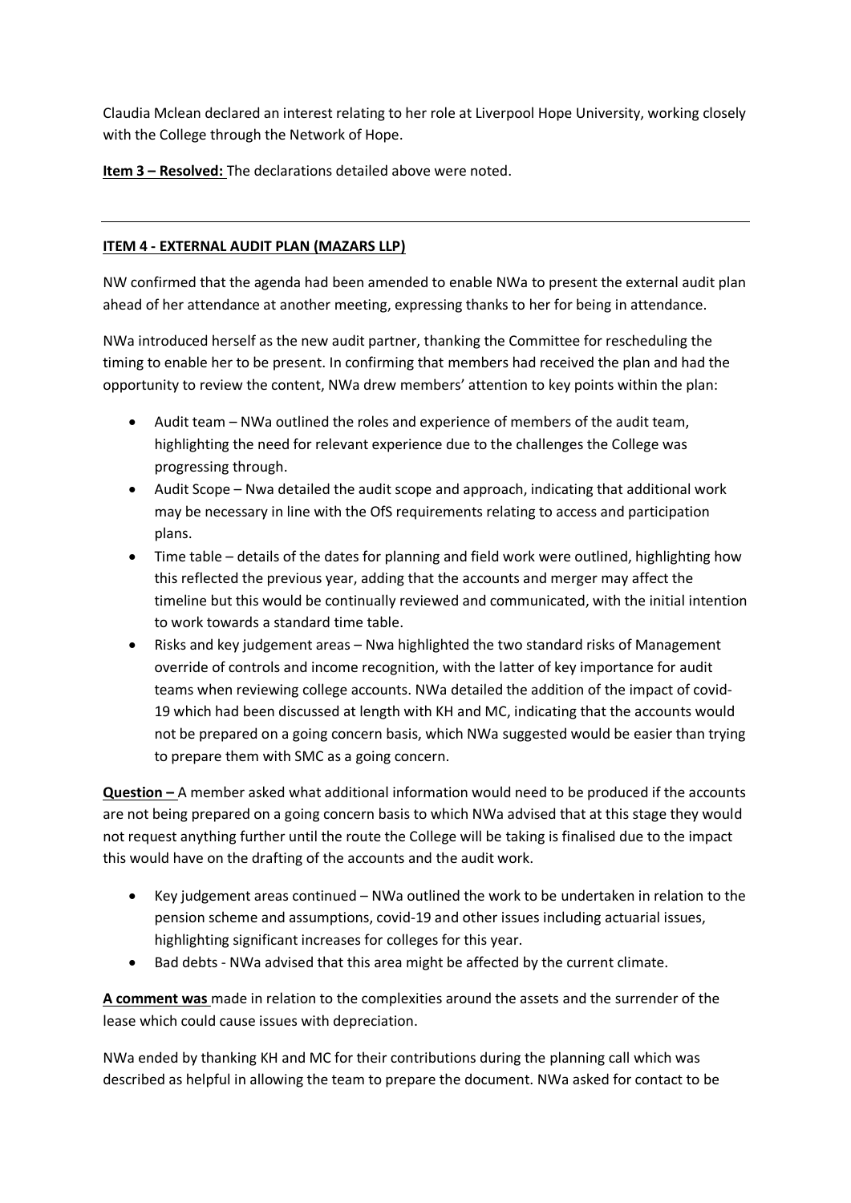Claudia Mclean declared an interest relating to her role at Liverpool Hope University, working closely with the College through the Network of Hope.

**Item 3 – Resolved:** The declarations detailed above were noted.

---

**ITEM 4 - EXTERNAL AUDIT PLAN (MAZARS LLP)**

NW confirmed that the agenda had been amended to enable NWa to present the external audit plan ahead of her attendance at another meeting, expressing thanks to her for being in attendance.

NWa introduced herself as the new audit partner, thanking the Committee for rescheduling the timing to enable her to be present. In confirming that members had received the plan and had the opportunity to review the content, NWa drew members' attention to key points within the plan:

- Audit team – NWa outlined the roles and experience of members of the audit team, highlighting the need for relevant experience due to the challenges the College was progressing through.
- Audit Scope – Nwa detailed the audit scope and approach, indicating that additional work may be necessary in line with the OfS requirements relating to access and participation plans.
- Time table – details of the dates for planning and field work were outlined, highlighting how this reflected the previous year, adding that the accounts and merger may affect the timeline but this would be continually reviewed and communicated, with the initial intention to work towards a standard time table.
- Risks and key judgement areas – Nwa highlighted the two standard risks of Management override of controls and income recognition, with the latter of key importance for audit teams when reviewing college accounts. NWa detailed the addition of the impact of covid-19 which had been discussed at length with KH and MC, indicating that the accounts would not be prepared on a going concern basis, which NWa suggested would be easier than trying to prepare them with SMC as a going concern.

**Question –** A member asked what additional information would need to be produced if the accounts are not being prepared on a going concern basis to which NWa advised that at this stage they would not request anything further until the route the College will be taking is finalised due to the impact this would have on the drafting of the accounts and the audit work.

- Key judgement areas continued – NWa outlined the work to be undertaken in relation to the pension scheme and assumptions, covid-19 and other issues including actuarial issues, highlighting significant increases for colleges for this year.
- Bad debts - NWa advised that this area might be affected by the current climate.

**A comment was** made in relation to the complexities around the assets and the surrender of the lease which could cause issues with depreciation.

NWa ended by thanking KH and MC for their contributions during the planning call which was described as helpful in allowing the team to prepare the document. NWa asked for contact to be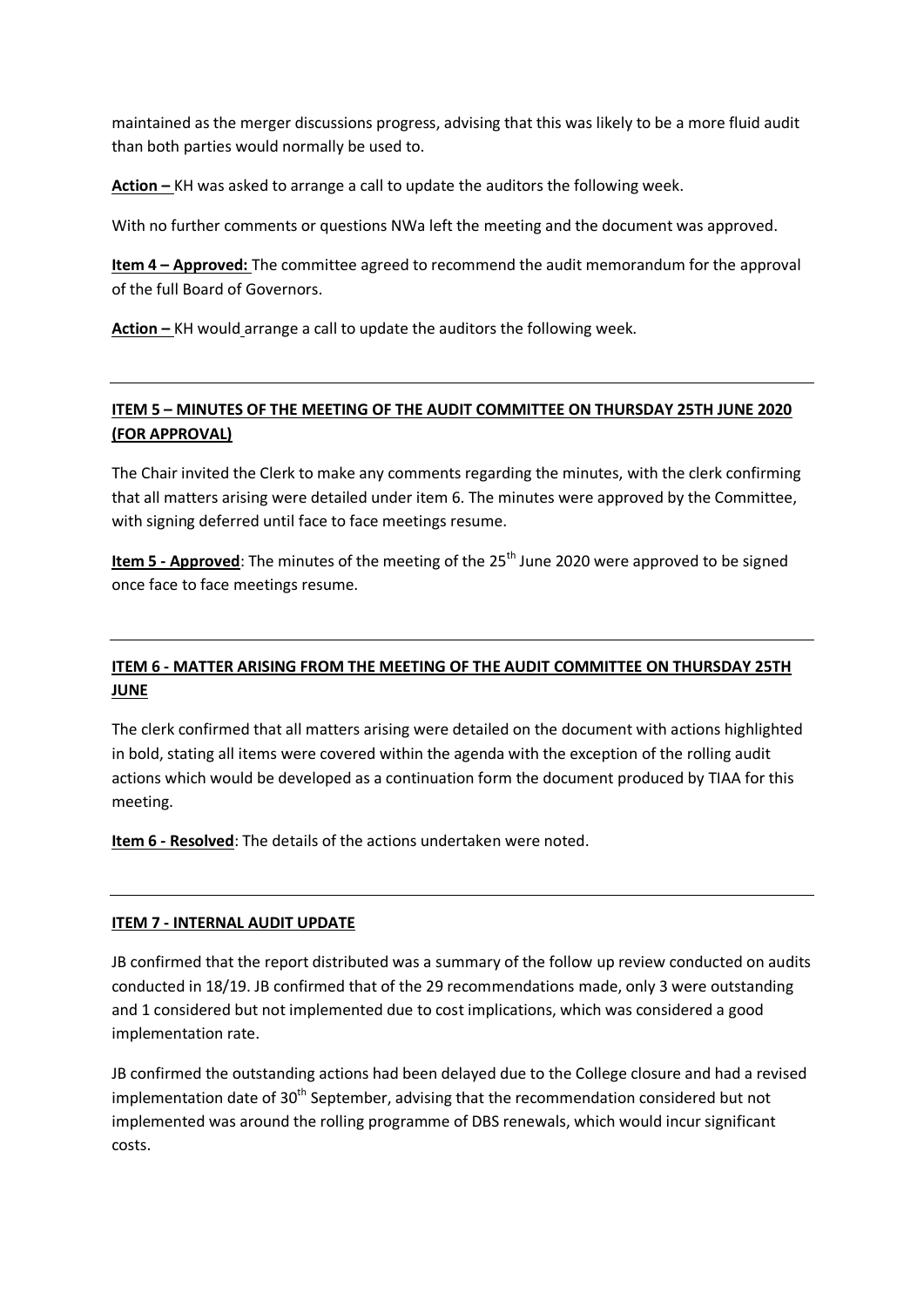maintained as the merger discussions progress, advising that this was likely to be a more fluid audit than both parties would normally be used to.

**Action –** KH was asked to arrange a call to update the auditors the following week.

With no further comments or questions NWa left the meeting and the document was approved.

**Item 4 – Approved:** The committee agreed to recommend the audit memorandum for the approval of the full Board of Governors.

**Action –** KH would arrange a call to update the auditors the following week.

---

## ITEM 5 – MINUTES OF THE MEETING OF THE AUDIT COMMITTEE ON THURSDAY 25TH JUNE 2020 (FOR APPROVAL)

The Chair invited the Clerk to make any comments regarding the minutes, with the clerk confirming that all matters arising were detailed under item 6. The minutes were approved by the Committee, with signing deferred until face to face meetings resume.

**Item 5 - Approved**: The minutes of the meeting of the 25th June 2020 were approved to be signed once face to face meetings resume.

---

## ITEM 6 - MATTER ARISING FROM THE MEETING OF THE AUDIT COMMITTEE ON THURSDAY 25TH JUNE

The clerk confirmed that all matters arising were detailed on the document with actions highlighted in bold, stating all items were covered within the agenda with the exception of the rolling audit actions which would be developed as a continuation form the document produced by TIAA for this meeting.

**Item 6 - Resolved**: The details of the actions undertaken were noted.

---

## ITEM 7 - INTERNAL AUDIT UPDATE

JB confirmed that the report distributed was a summary of the follow up review conducted on audits conducted in 18/19. JB confirmed that of the 29 recommendations made, only 3 were outstanding and 1 considered but not implemented due to cost implications, which was considered a good implementation rate.

JB confirmed the outstanding actions had been delayed due to the College closure and had a revised implementation date of 30th September, advising that the recommendation considered but not implemented was around the rolling programme of DBS renewals, which would incur significant costs.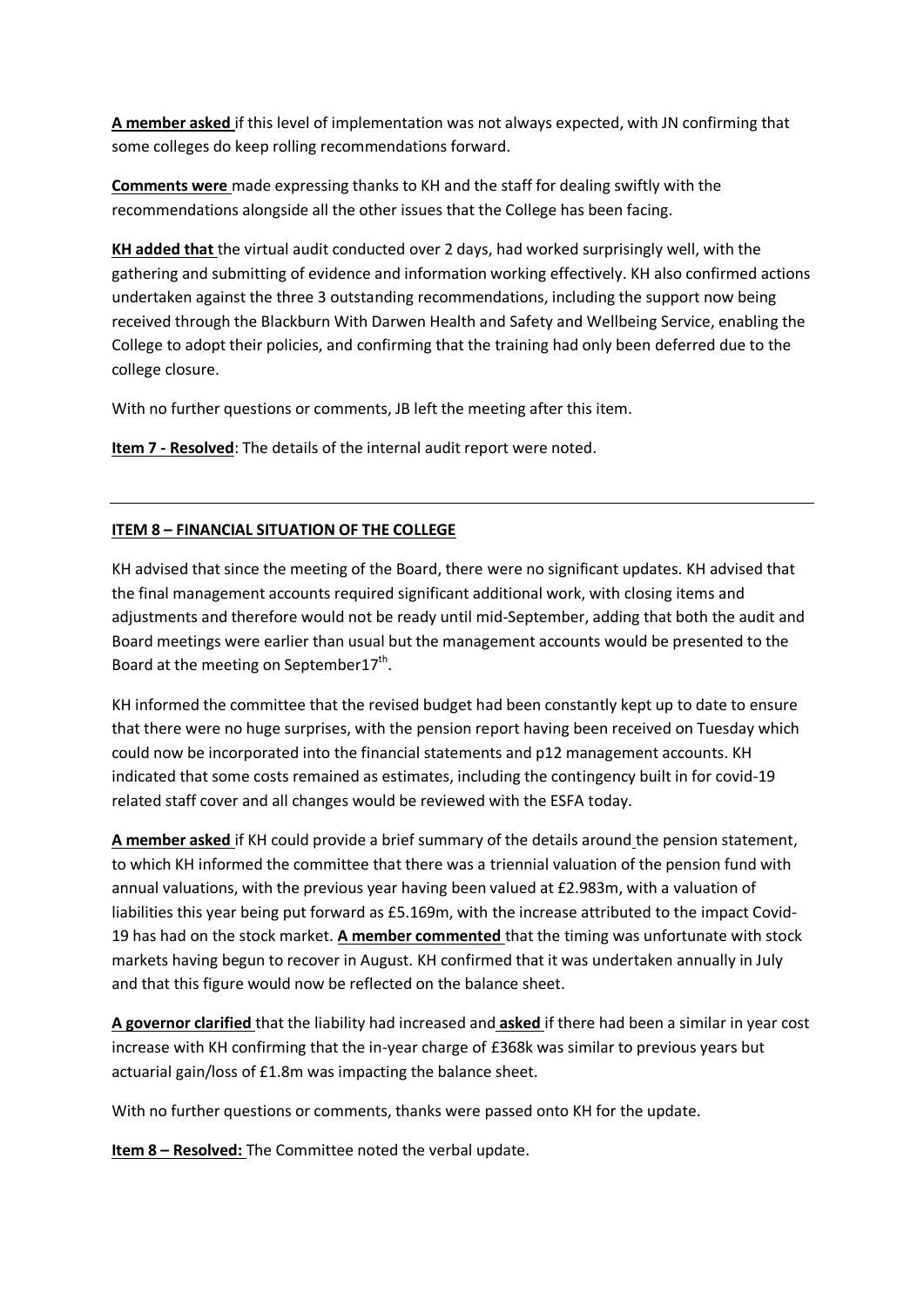**A member asked** if this level of implementation was not always expected, with JN confirming that some colleges do keep rolling recommendations forward.

**Comments were** made expressing thanks to KH and the staff for dealing swiftly with the recommendations alongside all the other issues that the College has been facing.

**KH added that** the virtual audit conducted over 2 days, had worked surprisingly well, with the gathering and submitting of evidence and information working effectively. KH also confirmed actions undertaken against the three 3 outstanding recommendations, including the support now being received through the Blackburn With Darwen Health and Safety and Wellbeing Service, enabling the College to adopt their policies, and confirming that the training had only been deferred due to the college closure.

With no further questions or comments, JB left the meeting after this item.

**Item 7 - Resolved**: The details of the internal audit report were noted.

---

**ITEM 8 – FINANCIAL SITUATION OF THE COLLEGE**

KH advised that since the meeting of the Board, there were no significant updates. KH advised that the final management accounts required significant additional work, with closing items and adjustments and therefore would not be ready until mid-September, adding that both the audit and Board meetings were earlier than usual but the management accounts would be presented to the Board at the meeting on September17th.

KH informed the committee that the revised budget had been constantly kept up to date to ensure that there were no huge surprises, with the pension report having been received on Tuesday which could now be incorporated into the financial statements and p12 management accounts. KH indicated that some costs remained as estimates, including the contingency built in for covid-19 related staff cover and all changes would be reviewed with the ESFA today.

**A member asked** if KH could provide a brief summary of the details around the pension statement, to which KH informed the committee that there was a triennial valuation of the pension fund with annual valuations, with the previous year having been valued at £2.983m, with a valuation of liabilities this year being put forward as £5.169m, with the increase attributed to the impact Covid-19 has had on the stock market. **A member commented** that the timing was unfortunate with stock markets having begun to recover in August. KH confirmed that it was undertaken annually in July and that this figure would now be reflected on the balance sheet.

**A governor clarified** that the liability had increased and **asked** if there had been a similar in year cost increase with KH confirming that the in-year charge of £368k was similar to previous years but actuarial gain/loss of £1.8m was impacting the balance sheet.

With no further questions or comments, thanks were passed onto KH for the update.

**Item 8 – Resolved:** The Committee noted the verbal update.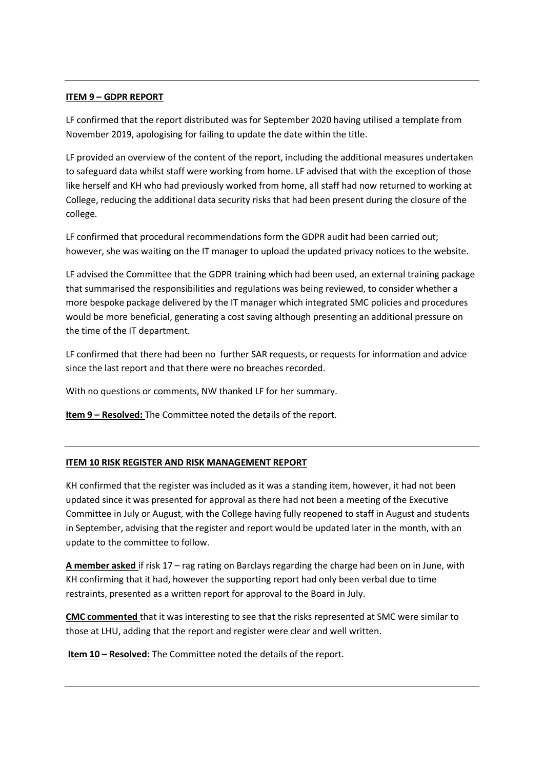---

**ITEM 9 – GDPR REPORT**

LF confirmed that the report distributed was for September 2020 having utilised a template from November 2019, apologising for failing to update the date within the title.

LF provided an overview of the content of the report, including the additional measures undertaken to safeguard data whilst staff were working from home. LF advised that with the exception of those like herself and KH who had previously worked from home, all staff had now returned to working at College, reducing the additional data security risks that had been present during the closure of the college.

LF confirmed that procedural recommendations form the GDPR audit had been carried out; however, she was waiting on the IT manager to upload the updated privacy notices to the website.

LF advised the Committee that the GDPR training which had been used, an external training package that summarised the responsibilities and regulations was being reviewed, to consider whether a more bespoke package delivered by the IT manager which integrated SMC policies and procedures would be more beneficial, generating a cost saving although presenting an additional pressure on the time of the IT department.

LF confirmed that there had been no further SAR requests, or requests for information and advice since the last report and that there were no breaches recorded.

With no questions or comments, NW thanked LF for her summary.

**Item 9 – Resolved:** The Committee noted the details of the report.

---

**ITEM 10 RISK REGISTER AND RISK MANAGEMENT REPORT**

KH confirmed that the register was included as it was a standing item, however, it had not been updated since it was presented for approval as there had not been a meeting of the Executive Committee in July or August, with the College having fully reopened to staff in August and students in September, advising that the register and report would be updated later in the month, with an update to the committee to follow.

**A member asked** if risk 17 – rag rating on Barclays regarding the charge had been on in June, with KH confirming that it had, however the supporting report had only been verbal due to time restraints, presented as a written report for approval to the Board in July.

**CMC commented** that it was interesting to see that the risks represented at SMC were similar to those at LHU, adding that the report and register were clear and well written.

**Item 10 – Resolved:** The Committee noted the details of the report.

---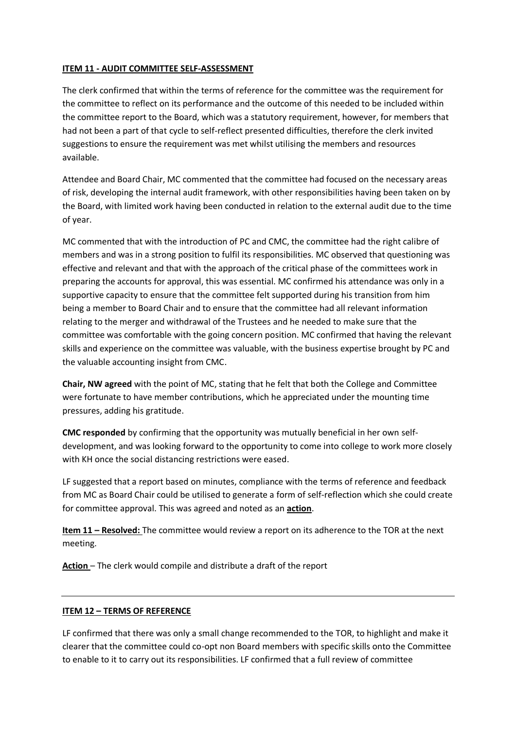**ITEM 11 - AUDIT COMMITTEE SELF-ASSESSMENT**

The clerk confirmed that within the terms of reference for the committee was the requirement for the committee to reflect on its performance and the outcome of this needed to be included within the committee report to the Board, which was a statutory requirement, however, for members that had not been a part of that cycle to self-reflect presented difficulties, therefore the clerk invited suggestions to ensure the requirement was met whilst utilising the members and resources available.

Attendee and Board Chair, MC commented that the committee had focused on the necessary areas of risk, developing the internal audit framework, with other responsibilities having been taken on by the Board, with limited work having been conducted in relation to the external audit due to the time of year.

MC commented that with the introduction of PC and CMC, the committee had the right calibre of members and was in a strong position to fulfil its responsibilities. MC observed that questioning was effective and relevant and that with the approach of the critical phase of the committees work in preparing the accounts for approval, this was essential. MC confirmed his attendance was only in a supportive capacity to ensure that the committee felt supported during his transition from him being a member to Board Chair and to ensure that the committee had all relevant information relating to the merger and withdrawal of the Trustees and he needed to make sure that the committee was comfortable with the going concern position. MC confirmed that having the relevant skills and experience on the committee was valuable, with the business expertise brought by PC and the valuable accounting insight from CMC.

**Chair, NW agreed** with the point of MC, stating that he felt that both the College and Committee were fortunate to have member contributions, which he appreciated under the mounting time pressures, adding his gratitude.

**CMC responded** by confirming that the opportunity was mutually beneficial in her own self-development, and was looking forward to the opportunity to come into college to work more closely with KH once the social distancing restrictions were eased.

LF suggested that a report based on minutes, compliance with the terms of reference and feedback from MC as Board Chair could be utilised to generate a form of self-reflection which she could create for committee approval. This was agreed and noted as an **action**.

**Item 11 – Resolved:** The committee would review a report on its adherence to the TOR at the next meeting.

**Action** – The clerk would compile and distribute a draft of the report

---

**ITEM 12 – TERMS OF REFERENCE**

LF confirmed that there was only a small change recommended to the TOR, to highlight and make it clearer that the committee could co-opt non Board members with specific skills onto the Committee to enable to it to carry out its responsibilities. LF confirmed that a full review of committee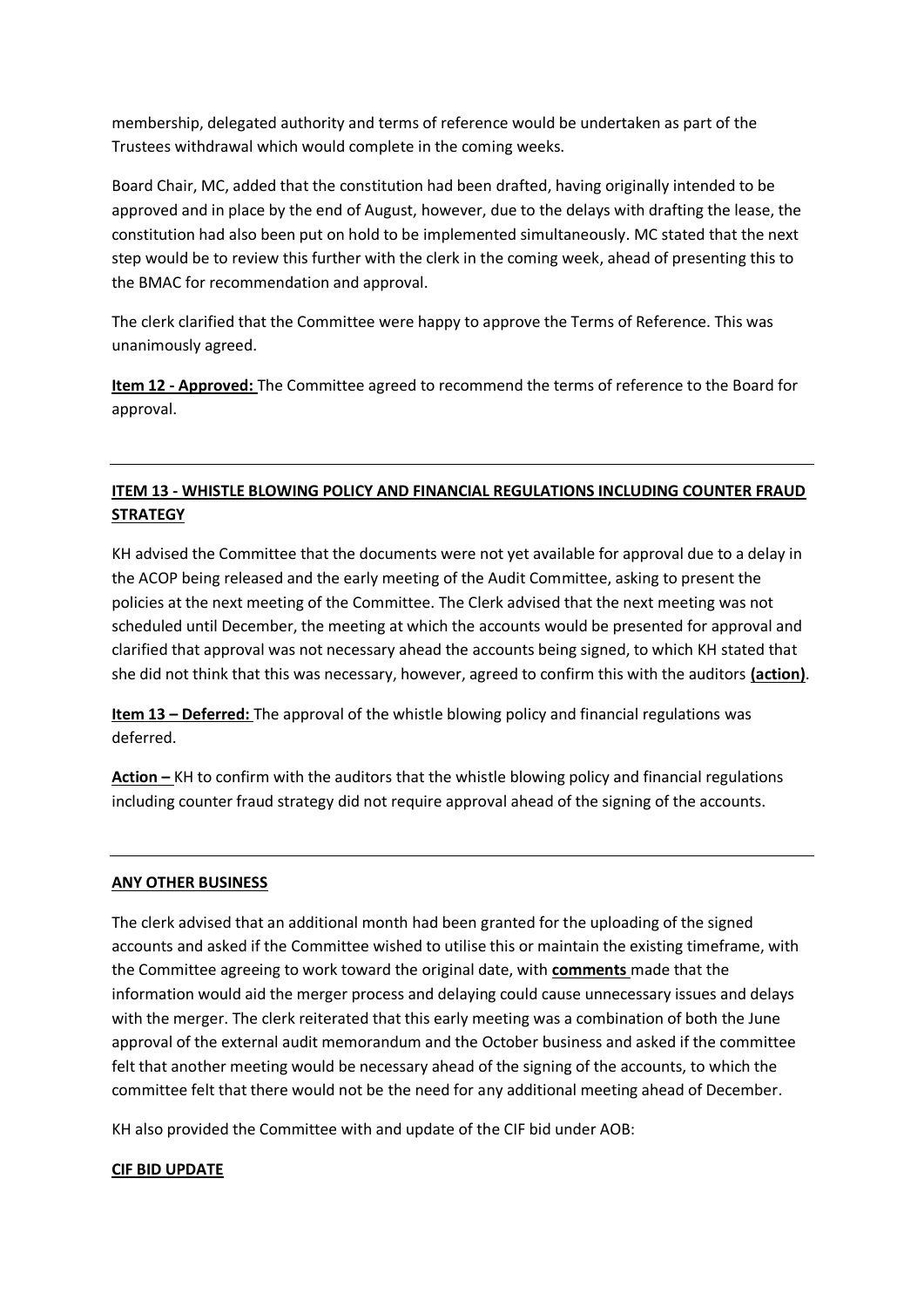membership, delegated authority and terms of reference would be undertaken as part of the Trustees withdrawal which would complete in the coming weeks.

Board Chair, MC, added that the constitution had been drafted, having originally intended to be approved and in place by the end of August, however, due to the delays with drafting the lease, the constitution had also been put on hold to be implemented simultaneously. MC stated that the next step would be to review this further with the clerk in the coming week, ahead of presenting this to the BMAC for recommendation and approval.

The clerk clarified that the Committee were happy to approve the Terms of Reference. This was unanimously agreed.

**Item 12 - Approved:** The Committee agreed to recommend the terms of reference to the Board for approval.

---

**ITEM 13 - WHISTLE BLOWING POLICY AND FINANCIAL REGULATIONS INCLUDING COUNTER FRAUD STRATEGY**

KH advised the Committee that the documents were not yet available for approval due to a delay in the ACOP being released and the early meeting of the Audit Committee, asking to present the policies at the next meeting of the Committee. The Clerk advised that the next meeting was not scheduled until December, the meeting at which the accounts would be presented for approval and clarified that approval was not necessary ahead the accounts being signed, to which KH stated that she did not think that this was necessary, however, agreed to confirm this with the auditors **(action)**.

**Item 13 – Deferred:** The approval of the whistle blowing policy and financial regulations was deferred.

**Action –** KH to confirm with the auditors that the whistle blowing policy and financial regulations including counter fraud strategy did not require approval ahead of the signing of the accounts.

---

**ANY OTHER BUSINESS**

The clerk advised that an additional month had been granted for the uploading of the signed accounts and asked if the Committee wished to utilise this or maintain the existing timeframe, with the Committee agreeing to work toward the original date, with **comments** made that the information would aid the merger process and delaying could cause unnecessary issues and delays with the merger. The clerk reiterated that this early meeting was a combination of both the June approval of the external audit memorandum and the October business and asked if the committee felt that another meeting would be necessary ahead of the signing of the accounts, to which the committee felt that there would not be the need for any additional meeting ahead of December.

KH also provided the Committee with and update of the CIF bid under AOB:

**CIF BID UPDATE**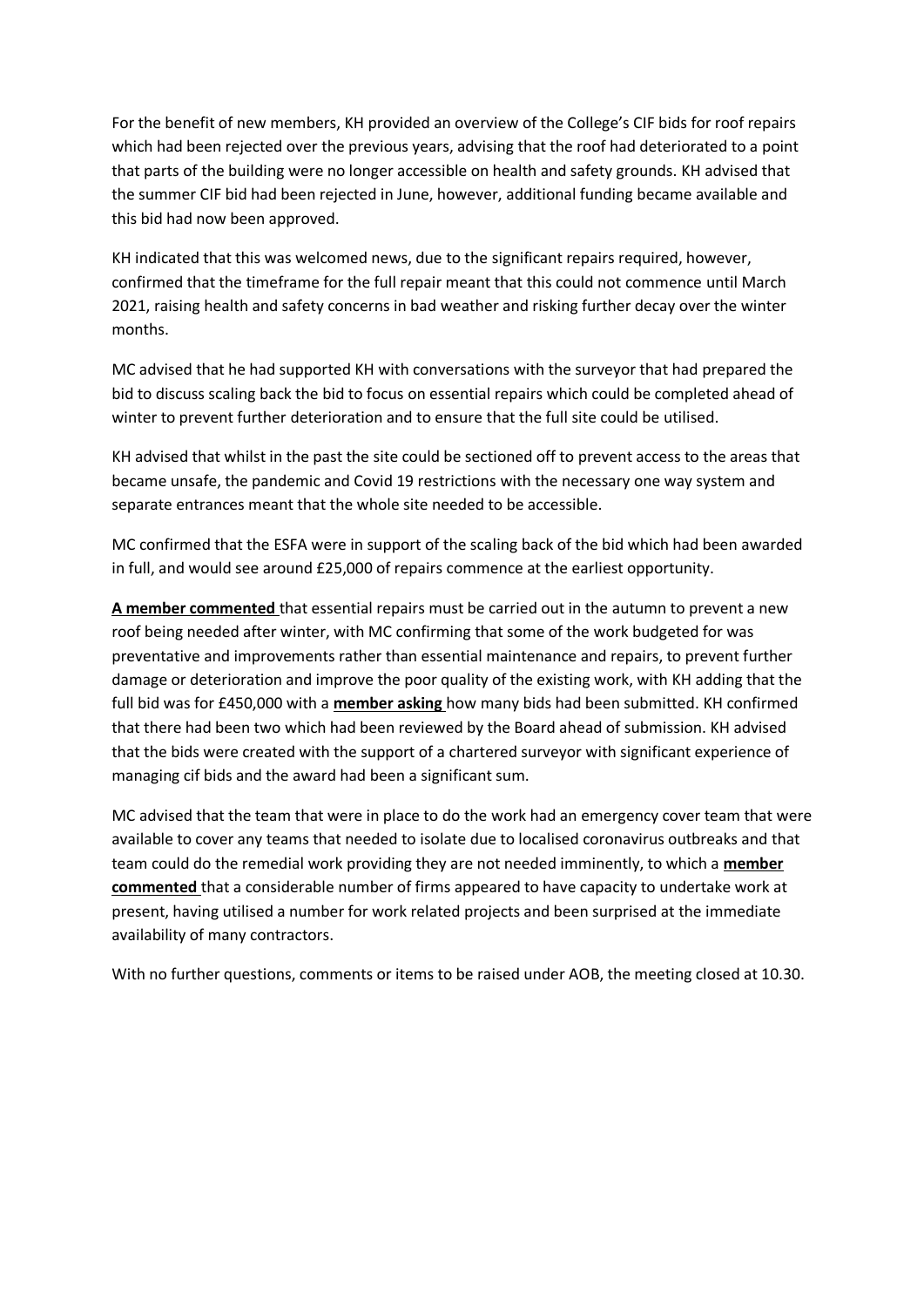For the benefit of new members, KH provided an overview of the College's CIF bids for roof repairs which had been rejected over the previous years, advising that the roof had deteriorated to a point that parts of the building were no longer accessible on health and safety grounds. KH advised that the summer CIF bid had been rejected in June, however, additional funding became available and this bid had now been approved.

KH indicated that this was welcomed news, due to the significant repairs required, however, confirmed that the timeframe for the full repair meant that this could not commence until March 2021, raising health and safety concerns in bad weather and risking further decay over the winter months.

MC advised that he had supported KH with conversations with the surveyor that had prepared the bid to discuss scaling back the bid to focus on essential repairs which could be completed ahead of winter to prevent further deterioration and to ensure that the full site could be utilised.

KH advised that whilst in the past the site could be sectioned off to prevent access to the areas that became unsafe, the pandemic and Covid 19 restrictions with the necessary one way system and separate entrances meant that the whole site needed to be accessible.

MC confirmed that the ESFA were in support of the scaling back of the bid which had been awarded in full, and would see around £25,000 of repairs commence at the earliest opportunity.

**A member commented** that essential repairs must be carried out in the autumn to prevent a new roof being needed after winter, with MC confirming that some of the work budgeted for was preventative and improvements rather than essential maintenance and repairs, to prevent further damage or deterioration and improve the poor quality of the existing work, with KH adding that the full bid was for £450,000 with a **member asking** how many bids had been submitted. KH confirmed that there had been two which had been reviewed by the Board ahead of submission. KH advised that the bids were created with the support of a chartered surveyor with significant experience of managing cif bids and the award had been a significant sum.

MC advised that the team that were in place to do the work had an emergency cover team that were available to cover any teams that needed to isolate due to localised coronavirus outbreaks and that team could do the remedial work providing they are not needed imminently, to which a **member commented** that a considerable number of firms appeared to have capacity to undertake work at present, having utilised a number for work related projects and been surprised at the immediate availability of many contractors.

With no further questions, comments or items to be raised under AOB, the meeting closed at 10.30.